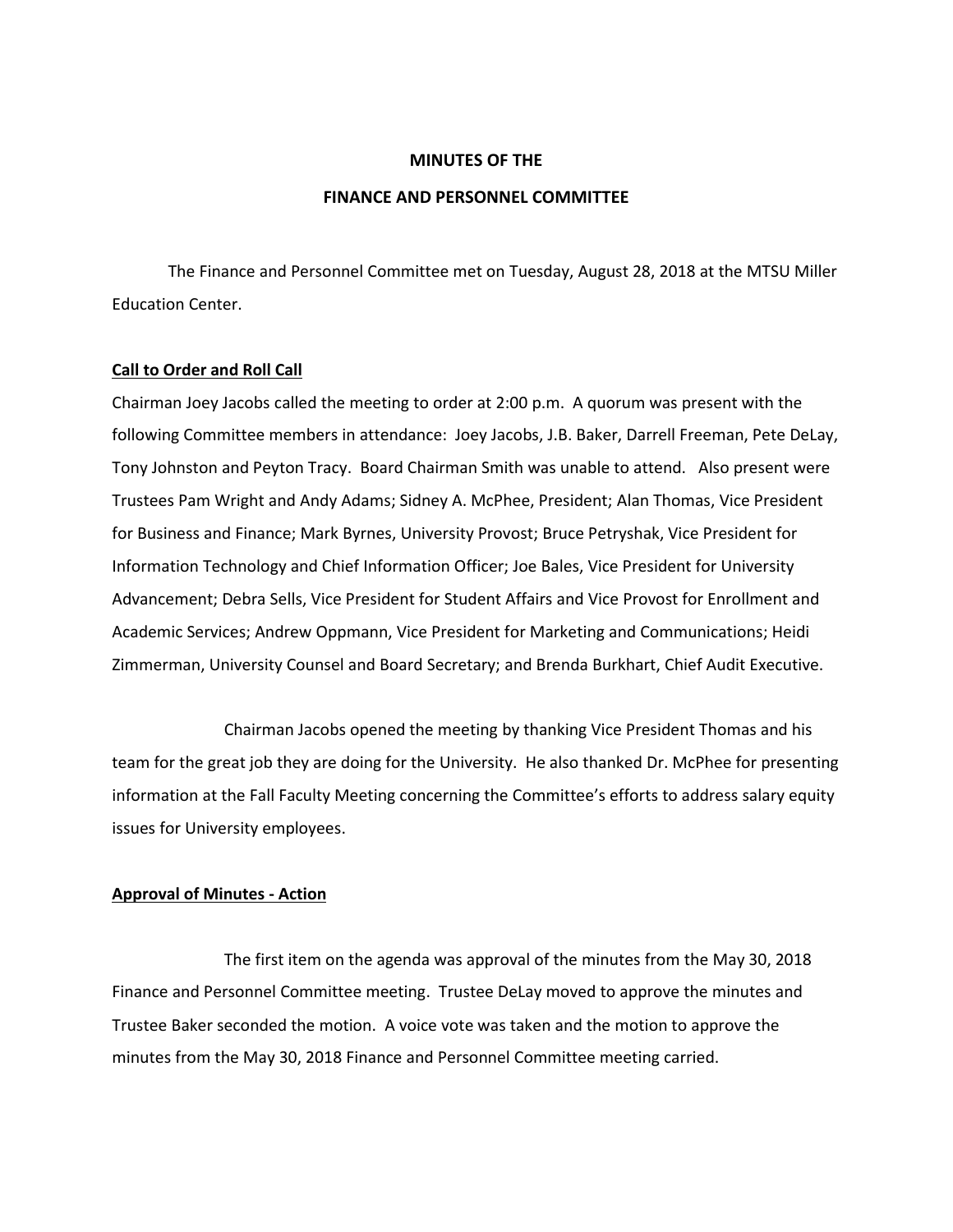# MINUTES OF THE

# FINANCE AND PERSONNEL COMMITTEE

The Finance and Personnel Committee met on Tuesday, August 28, 2018 at the MTSU Miller Education Center.

**Call to Order and Roll Call**

Chairman Joey Jacobs called the meeting to order at 2:00 p.m. A quorum was present with the following Committee members in attendance: Joey Jacobs, J.B. Baker, Darrell Freeman, Pete DeLay, Tony Johnston and Peyton Tracy. Board Chairman Smith was unable to attend. Also present were Trustees Pam Wright and Andy Adams; Sidney A. McPhee, President; Alan Thomas, Vice President for Business and Finance; Mark Byrnes, University Provost; Bruce Petryshak, Vice President for Information Technology and Chief Information Officer; Joe Bales, Vice President for University Advancement; Debra Sells, Vice President for Student Affairs and Vice Provost for Enrollment and Academic Services; Andrew Oppmann, Vice President for Marketing and Communications; Heidi Zimmerman, University Counsel and Board Secretary; and Brenda Burkhart, Chief Audit Executive.

Chairman Jacobs opened the meeting by thanking Vice President Thomas and his team for the great job they are doing for the University. He also thanked Dr. McPhee for presenting information at the Fall Faculty Meeting concerning the Committee's efforts to address salary equity issues for University employees.

**Approval of Minutes - Action**

The first item on the agenda was approval of the minutes from the May 30, 2018 Finance and Personnel Committee meeting. Trustee DeLay moved to approve the minutes and Trustee Baker seconded the motion. A voice vote was taken and the motion to approve the minutes from the May 30, 2018 Finance and Personnel Committee meeting carried.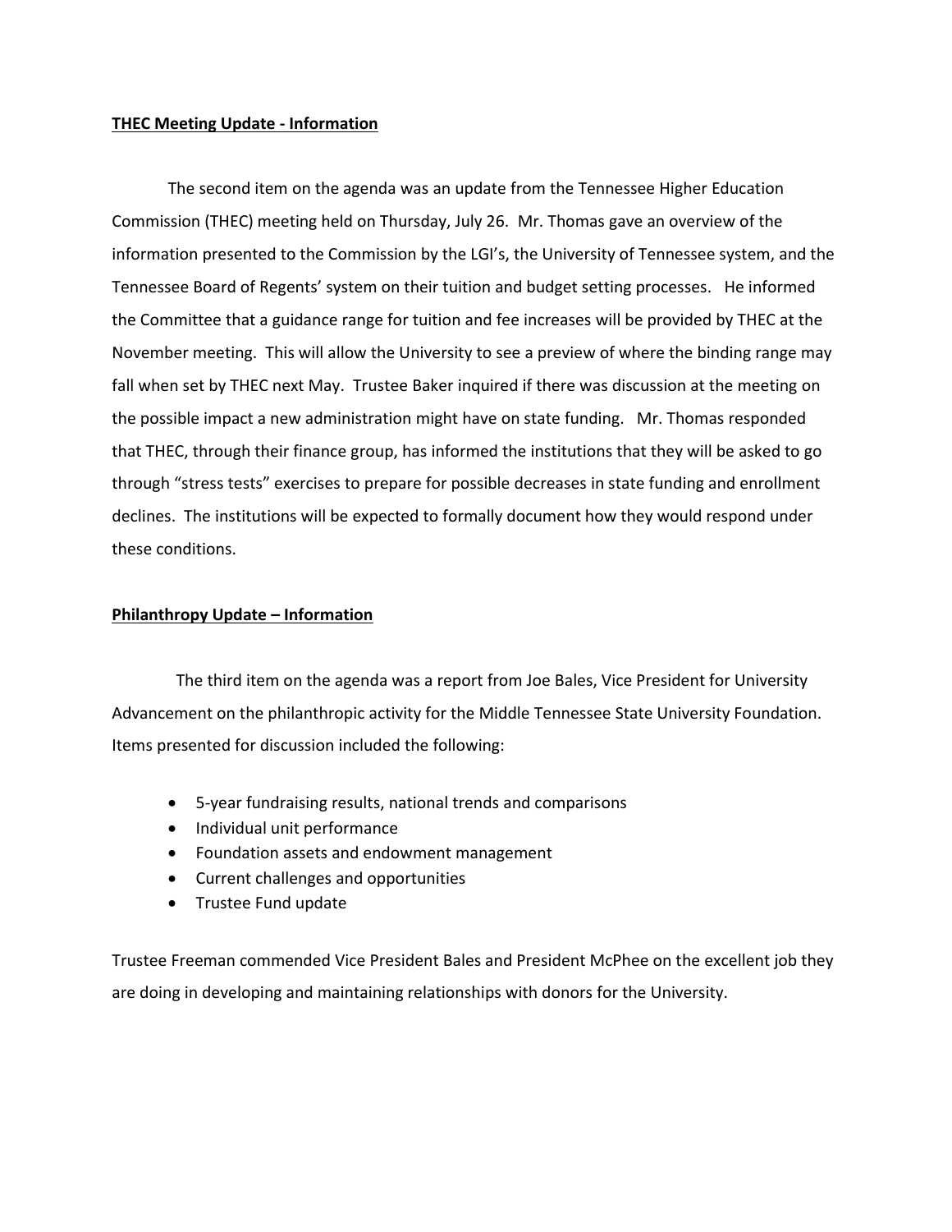**THEC Meeting Update - Information**

The second item on the agenda was an update from the Tennessee Higher Education Commission (THEC) meeting held on Thursday, July 26. Mr. Thomas gave an overview of the information presented to the Commission by the LGI's, the University of Tennessee system, and the Tennessee Board of Regents' system on their tuition and budget setting processes. He informed the Committee that a guidance range for tuition and fee increases will be provided by THEC at the November meeting. This will allow the University to see a preview of where the binding range may fall when set by THEC next May. Trustee Baker inquired if there was discussion at the meeting on the possible impact a new administration might have on state funding. Mr. Thomas responded that THEC, through their finance group, has informed the institutions that they will be asked to go through "stress tests" exercises to prepare for possible decreases in state funding and enrollment declines. The institutions will be expected to formally document how they would respond under these conditions.

**Philanthropy Update – Information**

The third item on the agenda was a report from Joe Bales, Vice President for University Advancement on the philanthropic activity for the Middle Tennessee State University Foundation. Items presented for discussion included the following:

- 5-year fundraising results, national trends and comparisons
- Individual unit performance
- Foundation assets and endowment management
- Current challenges and opportunities
- Trustee Fund update

Trustee Freeman commended Vice President Bales and President McPhee on the excellent job they are doing in developing and maintaining relationships with donors for the University.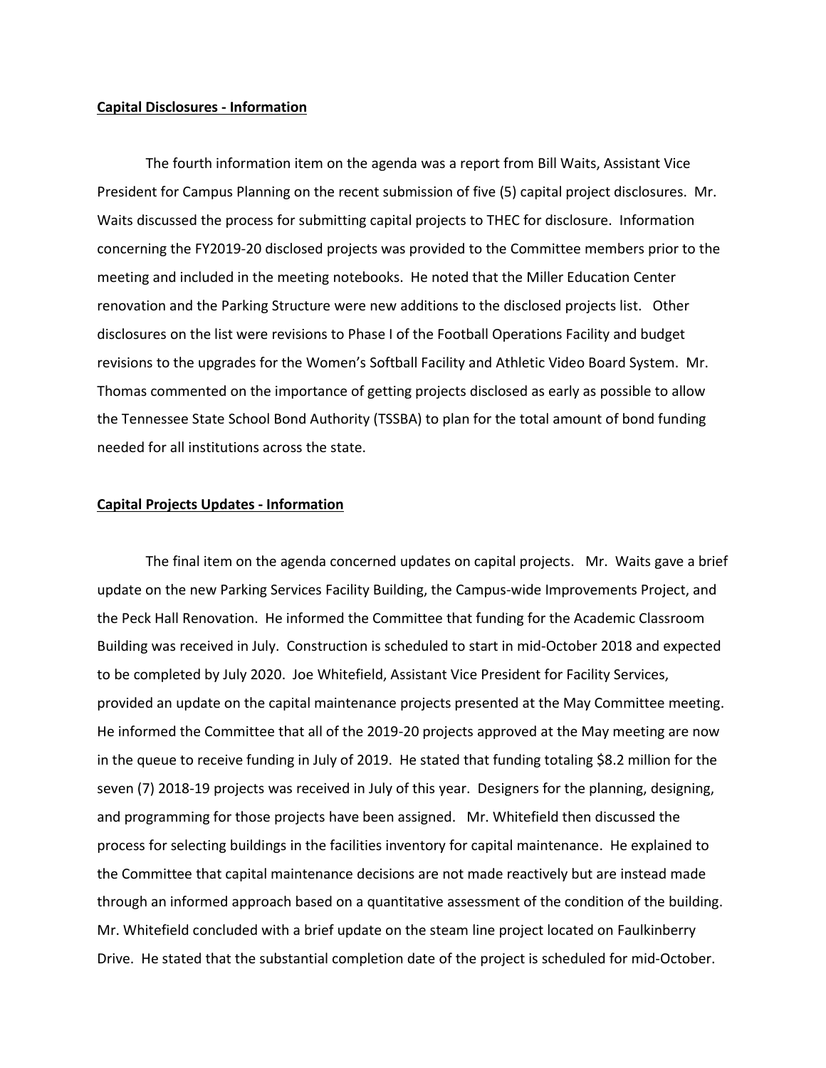**Capital Disclosures - Information**

The fourth information item on the agenda was a report from Bill Waits, Assistant Vice President for Campus Planning on the recent submission of five (5) capital project disclosures. Mr. Waits discussed the process for submitting capital projects to THEC for disclosure. Information concerning the FY2019-20 disclosed projects was provided to the Committee members prior to the meeting and included in the meeting notebooks. He noted that the Miller Education Center renovation and the Parking Structure were new additions to the disclosed projects list. Other disclosures on the list were revisions to Phase I of the Football Operations Facility and budget revisions to the upgrades for the Women's Softball Facility and Athletic Video Board System. Mr. Thomas commented on the importance of getting projects disclosed as early as possible to allow the Tennessee State School Bond Authority (TSSBA) to plan for the total amount of bond funding needed for all institutions across the state.

**Capital Projects Updates - Information**

The final item on the agenda concerned updates on capital projects. Mr. Waits gave a brief update on the new Parking Services Facility Building, the Campus-wide Improvements Project, and the Peck Hall Renovation. He informed the Committee that funding for the Academic Classroom Building was received in July. Construction is scheduled to start in mid-October 2018 and expected to be completed by July 2020. Joe Whitefield, Assistant Vice President for Facility Services, provided an update on the capital maintenance projects presented at the May Committee meeting. He informed the Committee that all of the 2019-20 projects approved at the May meeting are now in the queue to receive funding in July of 2019. He stated that funding totaling $8.2 million for the seven (7) 2018-19 projects was received in July of this year. Designers for the planning, designing, and programming for those projects have been assigned. Mr. Whitefield then discussed the process for selecting buildings in the facilities inventory for capital maintenance. He explained to the Committee that capital maintenance decisions are not made reactively but are instead made through an informed approach based on a quantitative assessment of the condition of the building. Mr. Whitefield concluded with a brief update on the steam line project located on Faulkinberry Drive. He stated that the substantial completion date of the project is scheduled for mid-October.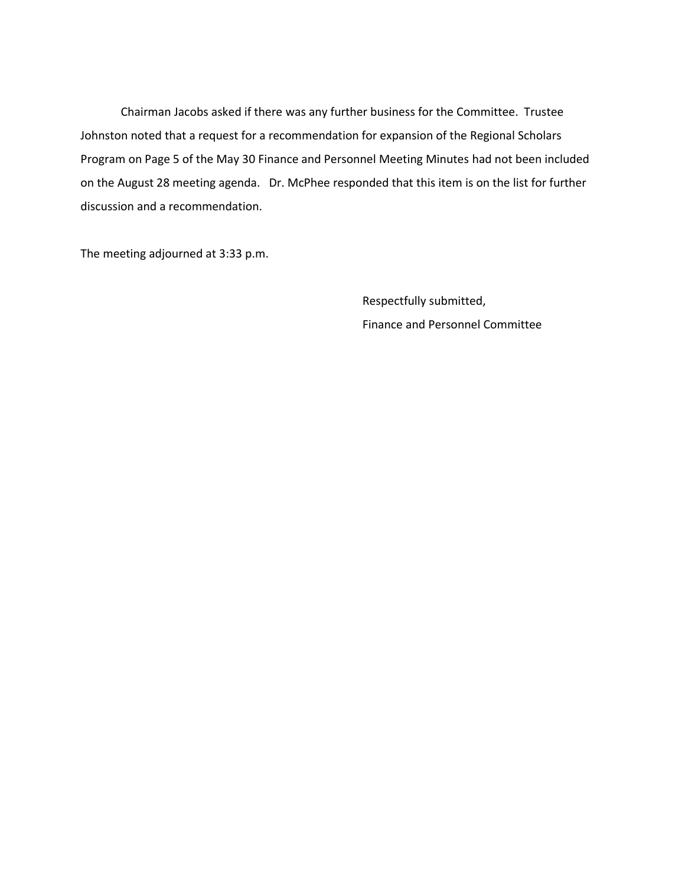Chairman Jacobs asked if there was any further business for the Committee. Trustee Johnston noted that a request for a recommendation for expansion of the Regional Scholars Program on Page 5 of the May 30 Finance and Personnel Meeting Minutes had not been included on the August 28 meeting agenda. Dr. McPhee responded that this item is on the list for further discussion and a recommendation.

The meeting adjourned at 3:33 p.m.

Respectfully submitted,
Finance and Personnel Committee